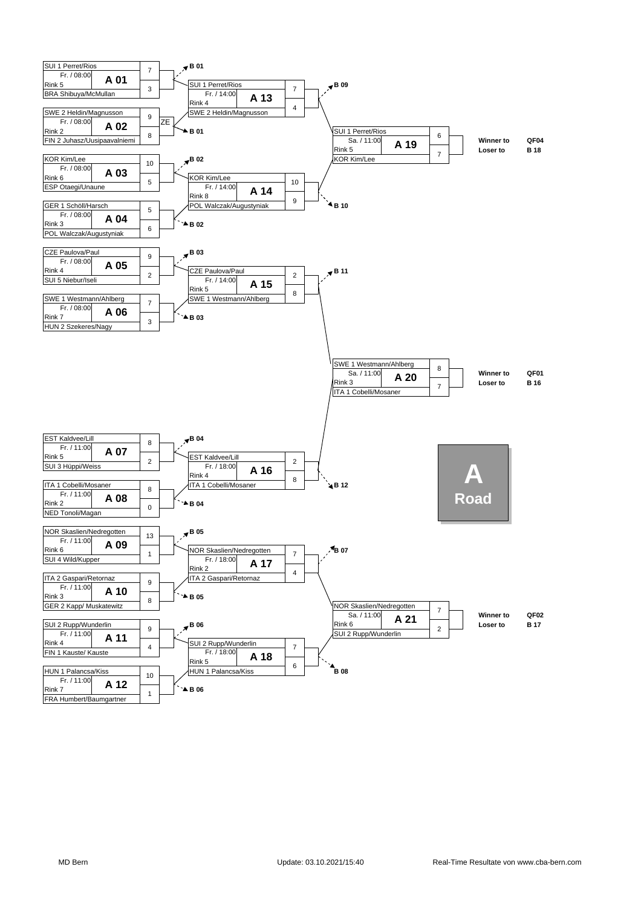# A Road

## Round 1

| Game | Time | Rink | Team 1 | Score | Team 2 | Score | Loser to |
|---|---|---|---|---|---|---|---|
| A 01 | Fr. / 08:00 | Rink 5 | SUI 1 Perret/Rios | 7 | BRA Shibuya/McMullan | 3 | B 01 |
| A 02 | Fr. / 08:00 | Rink 2 | SWE 2 Heldin/Magnusson | 9 | FIN 2 Juhasz/Uusipaavalniemi | 8 | B 01 |
| A 03 | Fr. / 08:00 | Rink 6 | KOR Kim/Lee | 10 | ESP Otaegi/Unaune | 5 | B 02 |
| A 04 | Fr. / 08:00 | Rink 3 | GER 1 Schöll/Harsch | 5 | POL Walczak/Augustyniak | 6 | B 02 |
| A 05 | Fr. / 08:00 | Rink 4 | CZE Paulova/Paul | 9 | SUI 5 Niebur/Iseli | 2 | B 03 |
| A 06 | Fr. / 08:00 | Rink 7 | SWE 1 Westmann/Ahlberg | 7 | HUN 2 Szekeres/Nagy | 3 | B 03 |
| A 07 | Fr. / 11:00 | Rink 5 | EST Kaldvee/Lill | 8 | SUI 3 Hüppi/Weiss | 2 | B 04 |
| A 08 | Fr. / 11:00 | Rink 2 | ITA 1 Cobelli/Mosaner | 8 | NED Tonoli/Magan | 0 | B 04 |
| A 09 | Fr. / 11:00 | Rink 6 | NOR Skaslien/Nedregotten | 13 | SUI 4 Wild/Kupper | 1 | B 05 |
| A 10 | Fr. / 11:00 | Rink 3 | ITA 2 Gaspari/Retornaz | 9 | GER 2 Kapp/ Muskatewitz | 8 | B 05 |
| A 11 | Fr. / 11:00 | Rink 4 | SUI 2 Rupp/Wunderlin | 9 | FIN 1 Kauste/ Kauste | 4 | B 06 |
| A 12 | Fr. / 11:00 | Rink 7 | HUN 1 Palancsa/Kiss | 10 | FRA Humbert/Baumgartner | 1 | B 06 |

Note: A 02 marked "ZE".

## Round 2

| Game | Time | Rink | Team 1 | Score | Team 2 | Score | Loser to |
|---|---|---|---|---|---|---|---|
| A 13 | Fr. / 14:00 | Rink 4 | SUI 1 Perret/Rios | 7 | SWE 2 Heldin/Magnusson | 4 | B 09 |
| A 14 | Fr. / 14:00 | Rink 8 | KOR Kim/Lee | 10 | POL Walczak/Augustyniak | 9 | B 10 |
| A 15 | Fr. / 14:00 | Rink 5 | CZE Paulova/Paul | 2 | SWE 1 Westmann/Ahlberg | 8 | B 11 |
| A 16 | Fr. / 18:00 | Rink 4 | EST Kaldvee/Lill | 2 | ITA 1 Cobelli/Mosaner | 8 | B 12 |
| A 17 | Fr. / 18:00 | Rink 2 | NOR Skaslien/Nedregotten | 7 | ITA 2 Gaspari/Retornaz | 4 | B 07 |
| A 18 | Fr. / 18:00 | Rink 5 | SUI 2 Rupp/Wunderlin | 7 | HUN 1 Palancsa/Kiss | 6 | B 08 |

## Round 3

| Game | Time | Rink | Team 1 | Score | Team 2 | Score | Winner to | Loser to |
|---|---|---|---|---|---|---|---|---|
| A 19 | Sa. / 11:00 | Rink 5 | SUI 1 Perret/Rios | 6 | KOR Kim/Lee | 7 | QF04 | B 18 |
| A 20 | Sa. / 11:00 | Rink 3 | SWE 1 Westmann/Ahlberg | 8 | ITA 1 Cobelli/Mosaner | 7 | QF01 | B 16 |
| A 21 | Sa. / 11:00 | Rink 6 | NOR Skaslien/Nedregotten | 7 | SUI 2 Rupp/Wunderlin | 2 | QF02 | B 17 |

MD Bern

Update: 03.10.2021/15:40

Real-Time Resultate von www.cba-bern.com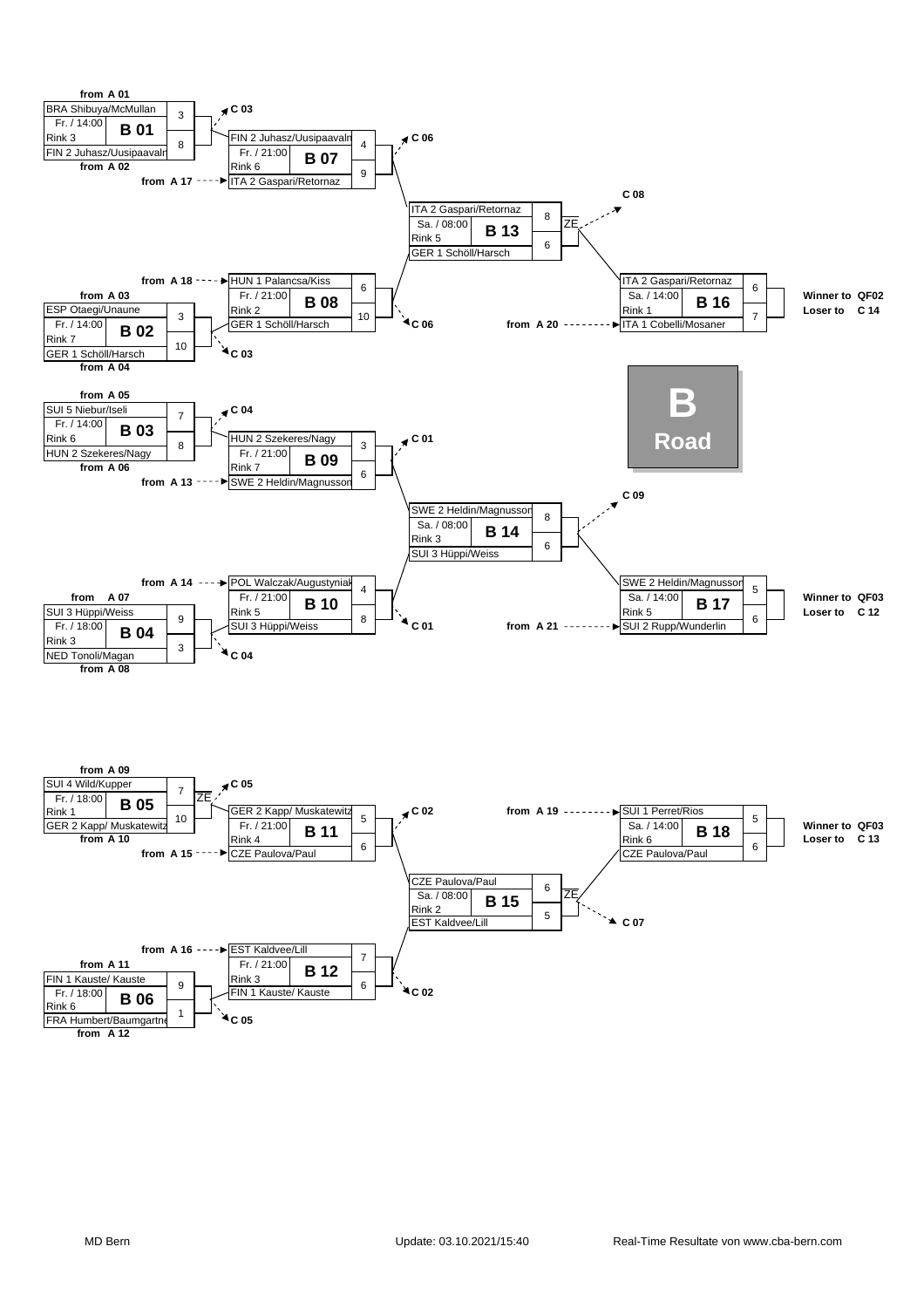# B Road

| Game | Time | Rink | Team 1 | Score | Team 2 | Score | Notes |
|---|---|---|---|---|---|---|---|
| B 01 | Fr. / 14:00 | Rink 3 | BRA Shibuya/McMullan (from A 01) | 3 | FIN 2 Juhasz/Uusipaavalni (from A 02) | 8 | Loser to C 03 |
| B 02 | Fr. / 14:00 | Rink 7 | ESP Otaegi/Unaune (from A 03) | 3 | GER 1 Schöll/Harsch (from A 04) | 10 | Loser to C 03 |
| B 03 | Fr. / 14:00 | Rink 6 | SUI 5 Niebur/Iseli (from A 05) | 7 | HUN 2 Szekeres/Nagy (from A 06) | 8 | Loser to C 04 |
| B 04 | Fr. / 18:00 | Rink 3 | SUI 3 Hüppi/Weiss (from A 07) | 9 | NED Tonoli/Magan (from A 08) | 3 | Loser to C 04 |
| B 05 | Fr. / 18:00 | Rink 1 | SUI 4 Wild/Kupper (from A 09) | 7 | GER 2 Kapp/ Muskatewitz (from A 10) | 10 | ZE; Loser to C 05 |
| B 06 | Fr. / 18:00 | Rink 6 | FIN 1 Kauste/ Kauste (from A 11) | 9 | FRA Humbert/Baumgartner (from A 12) | 1 | Loser to C 05 |
| B 07 | Fr. / 21:00 | Rink 6 | FIN 2 Juhasz/Uusipaavalni | 4 | ITA 2 Gaspari/Retornaz (from A 17) | 9 | Loser to C 06 |
| B 08 | Fr. / 21:00 | Rink 2 | HUN 1 Palancsa/Kiss (from A 18) | 6 | GER 1 Schöll/Harsch | 10 | Loser to C 06 |
| B 09 | Fr. / 21:00 | Rink 7 | HUN 2 Szekeres/Nagy | 3 | SWE 2 Heldin/Magnusson (from A 13) | 6 | Loser to C 01 |
| B 10 | Fr. / 21:00 | Rink 5 | POL Walczak/Augustyniak (from A 14) | 4 | SUI 3 Hüppi/Weiss | 8 | Loser to C 01 |
| B 11 | Fr. / 21:00 | Rink 4 | GER 2 Kapp/ Muskatewitz | 5 | CZE Paulova/Paul (from A 15) | 6 | Loser to C 02 |
| B 12 | Fr. / 21:00 | Rink 3 | EST Kaldvee/Lill (from A 16) | 7 | FIN 1 Kauste/ Kauste | 6 | Loser to C 02 |
| B 13 | Sa. / 08:00 | Rink 5 | ITA 2 Gaspari/Retornaz | 8 | GER 1 Schöll/Harsch | 6 | ZE; Loser to C 08 |
| B 14 | Sa. / 08:00 | Rink 3 | SWE 2 Heldin/Magnusson | 8 | SUI 3 Hüppi/Weiss | 6 | Loser to C 09 |
| B 15 | Sa. / 08:00 | Rink 2 | CZE Paulova/Paul | 6 | EST Kaldvee/Lill | 5 | ZE; Loser to C 07 |
| B 16 | Sa. / 14:00 | Rink 1 | ITA 2 Gaspari/Retornaz | 6 | ITA 1 Cobelli/Mosaner (from A 20) | 7 | Winner to QF02, Loser to C 14 |
| B 17 | Sa. / 14:00 | Rink 5 | SWE 2 Heldin/Magnusson | 5 | SUI 2 Rupp/Wunderlin (from A 21) | 6 | Winner to QF03, Loser to C 12 |
| B 18 | Sa. / 14:00 | Rink 6 | SUI 1 Perret/Rios (from A 19) | 5 | CZE Paulova/Paul | 6 | Winner to QF03, Loser to C 13 |

MD Bern

Update: 03.10.2021/15:40

Real-Time Resultate von www.cba-bern.com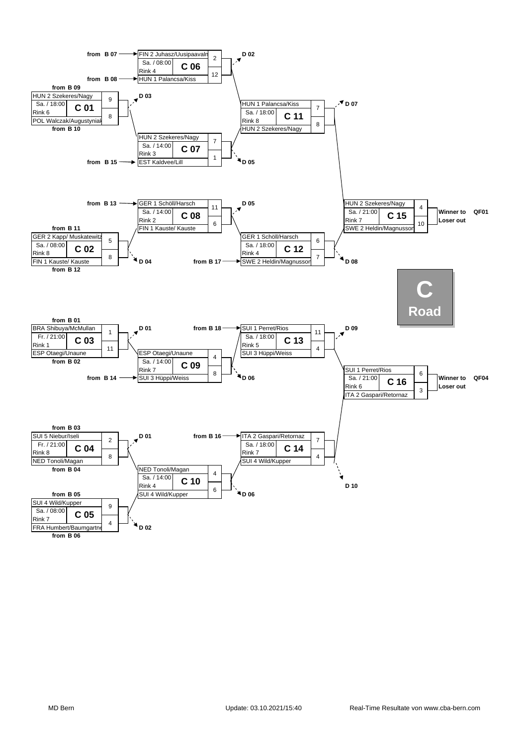# C Road

| Game | Date / Time | Rink | Team 1 (source) | Score | Team 2 (source) | Score | Winner to | Loser to |
|---|---|---|---|---|---|---|---|---|
| C 01 | Sa. / 18:00 | Rink 6 | HUN 2 Szekeres/Nagy (from B 09) | 9 | POL Walczak/Augustyniak (from B 10) | 8 | C 07 | D 03 |
| C 02 | Sa. / 08:00 | Rink 8 | GER 2 Kapp/ Muskatewitz (from B 11) | 5 | FIN 1 Kauste/ Kauste (from B 12) | 8 | C 08 | D 04 |
| C 03 | Fr. / 21:00 | Rink 1 | BRA Shibuya/McMullan (from B 01) | 1 | ESP Otaegi/Unaune (from B 02) | 11 | C 09 | D 01 |
| C 04 | Fr. / 21:00 | Rink 8 | SUI 5 Niebur/Iseli (from B 03) | 2 | NED Tonoli/Magan (from B 04) | 8 | C 10 | D 01 |
| C 05 | Sa. / 08:00 | Rink 7 | SUI 4 Wild/Kupper (from B 05) | 9 | FRA Humbert/Baumgartne (from B 06) | 4 | C 10 | D 02 |
| C 06 | Sa. / 08:00 | Rink 4 | FIN 2 Juhasz/Uusipaavaln (from B 07) | 2 | HUN 1 Palancsa/Kiss (from B 08) | 12 | C 11 | D 02 |
| C 07 | Sa. / 14:00 | Rink 3 | HUN 2 Szekeres/Nagy | 7 | EST Kaldvee/Lill (from B 15) | 1 | C 11 | D 05 |
| C 08 | Sa. / 14:00 | Rink 2 | GER 1 Schöll/Harsch (from B 13) | 11 | FIN 1 Kauste/ Kauste | 6 | C 12 | D 05 |
| C 09 | Sa. / 14:00 | Rink 7 | ESP Otaegi/Unaune | 4 | SUI 3 Hüppi/Weiss (from B 14) | 8 | C 13 | D 06 |
| C 10 | Sa. / 14:00 | Rink 4 | NED Tonoli/Magan | 4 | SUI 4 Wild/Kupper | 6 | C 14 | D 06 |
| C 11 | Sa. / 18:00 | Rink 8 | HUN 1 Palancsa/Kiss | 7 | HUN 2 Szekeres/Nagy | 8 | C 15 | D 07 |
| C 12 | Sa. / 18:00 | Rink 4 | GER 1 Schöll/Harsch | 6 | SWE 2 Heldin/Magnusson (from B 17) | 7 | C 15 | D 08 |
| C 13 | Sa. / 18:00 | Rink 5 | SUI 1 Perret/Rios (from B 18) | 11 | SUI 3 Hüppi/Weiss | 4 | C 16 | D 09 |
| C 14 | Sa. / 18:00 | Rink 7 | ITA 2 Gaspari/Retornaz (from B 16) | 7 | SUI 4 Wild/Kupper | 4 | C 16 | D 10 |
| C 15 | Sa. / 21:00 | Rink 7 | HUN 2 Szekeres/Nagy | 4 | SWE 2 Heldin/Magnusson | 10 | QF01 | Loser out |
| C 16 | Sa. / 21:00 | Rink 6 | SUI 1 Perret/Rios | 6 | ITA 2 Gaspari/Retornaz | 3 | QF04 | Loser out |

MD Bern — Update: 03.10.2021/15:40 — Real-Time Resultate von www.cba-bern.com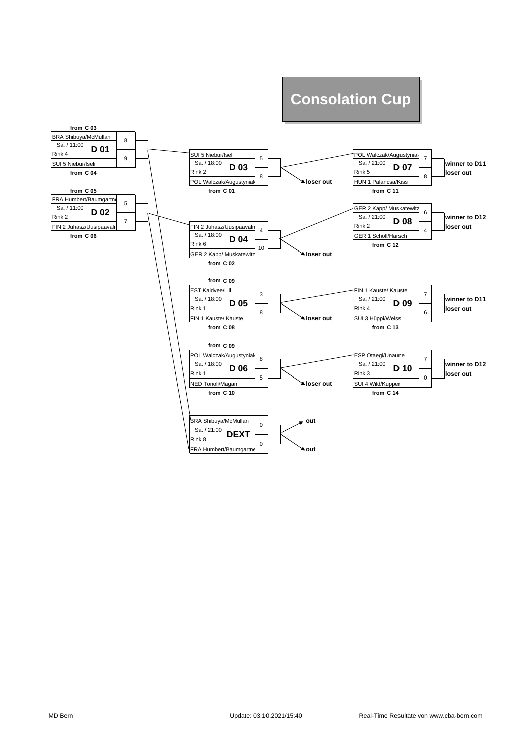# Consolation Cup

**from C 03**

| D 01 | | |
|---|---|---|
| BRA Shibuya/McMullan | | 8 |
| Sa. / 11:00 Rink 4 | **D 01** | |
| SUI 5 Niebur/Iseli | | 9 |

**from C 04**

**from C 05**

| D 02 | | |
|---|---|---|
| FRA Humbert/Baumgartne | | 5 |
| Sa. / 11:00 Rink 2 | **D 02** | |
| FIN 2 Juhasz/Uusipaavaln | | 7 |

**from C 06**

| D 03 | | |
|---|---|---|
| SUI 5 Niebur/Iseli | | 5 |
| Sa. / 18:00 Rink 2 | **D 03** | |
| POL Walczak/Augustyniak | | 8 |

**from C 01** — **loser out**

| D 04 | | |
|---|---|---|
| FIN 2 Juhasz/Uusipaavaln | | 4 |
| Sa. / 18:00 Rink 6 | **D 04** | |
| GER 2 Kapp/ Muskatewitz | | 10 |

**from C 02** — **loser out**

**from C 09**

| D 05 | | |
|---|---|---|
| EST Kaldvee/Lill | | 3 |
| Sa. / 18:00 Rink 1 | **D 05** | |
| FIN 1 Kauste/ Kauste | | 8 |

**from C 08** — **loser out**

**from C 09**

| D 06 | | |
|---|---|---|
| POL Walczak/Augustyniak | | 8 |
| Sa. / 18:00 Rink 1 | **D 06** | |
| NED Tonoli/Magan | | 5 |

**from C 10** — **loser out**

| DEXT | | |
|---|---|---|
| BRA Shibuya/McMullan | | 0 |
| Sa. / 21:00 Rink 8 | **DEXT** | |
| FRA Humbert/Baumgartne | | 0 |

**out** / **out**

| D 07 | | |
|---|---|---|
| POL Walczak/Augustyniak | | 7 |
| Sa. / 21:00 Rink 5 | **D 07** | |
| HUN 1 Palancsa/Kiss | | 8 |

**from C 11** — **winner to D11** / **loser out**

| D 08 | | |
|---|---|---|
| GER 2 Kapp/ Muskatewitz | | 6 |
| Sa. / 21:00 Rink 2 | **D 08** | |
| GER 1 Schöll/Harsch | | 4 |

**from C 12** — **winner to D12** / **loser out**

| D 09 | | |
|---|---|---|
| FIN 1 Kauste/ Kauste | | 7 |
| Sa. / 21:00 Rink 4 | **D 09** | |
| SUI 3 Hüppi/Weiss | | 6 |

**from C 13** — **winner to D11** / **loser out**

| D 10 | | |
|---|---|---|
| ESP Otaegi/Unaune | | 7 |
| Sa. / 21:00 Rink 3 | **D 10** | |
| SUI 4 Wild/Kupper | | 0 |

**from C 14** — **winner to D12** / **loser out**

MD Bern — Update: 03.10.2021/15:40 — Real-Time Resultate von www.cba-bern.com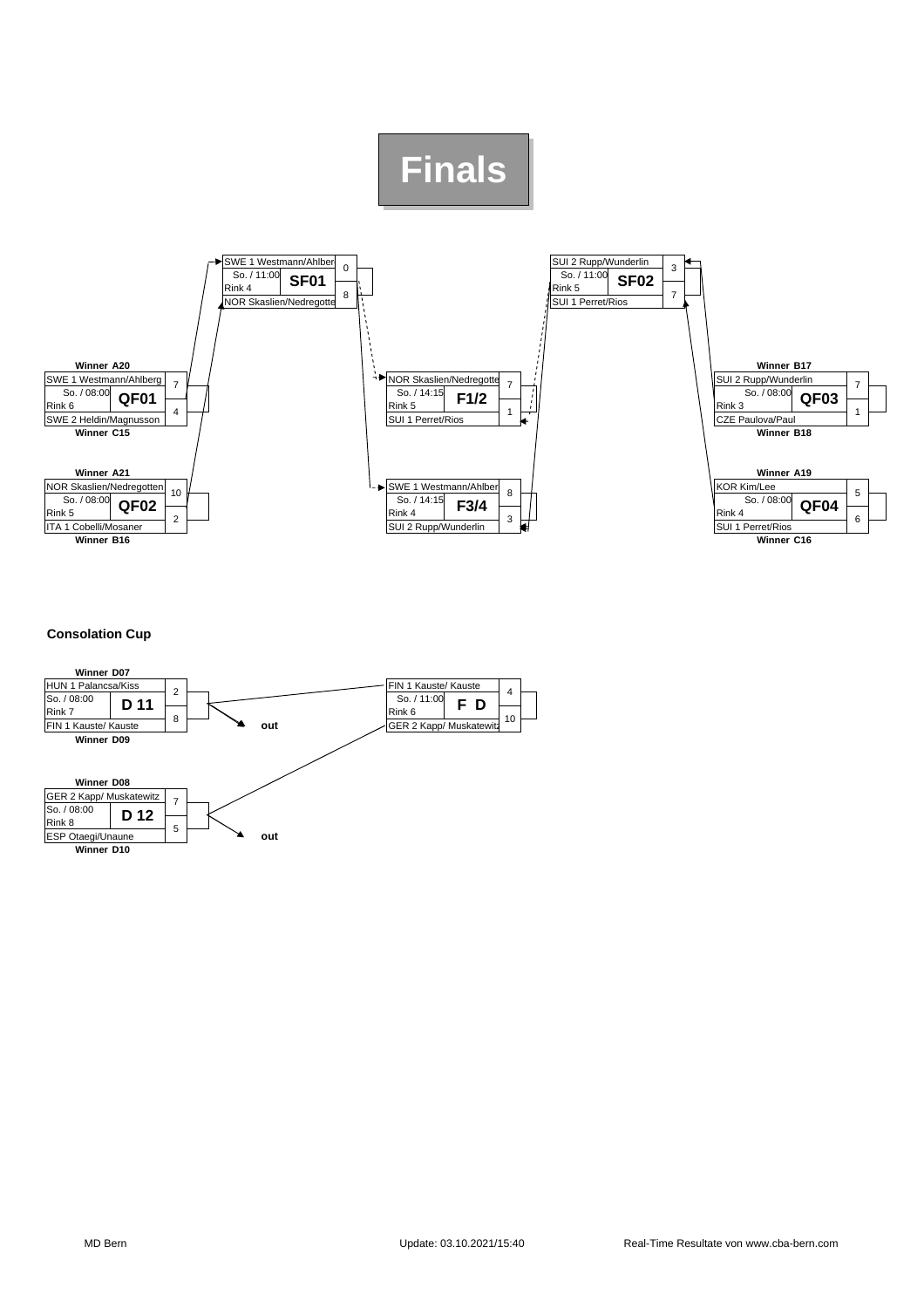# Finals

**Winner A20**

| | | |
|---|---|---|
| SWE 1 Westmann/Ahlberg | | 7 |
| So. / 08:00 Rink 6 | **QF01** | |
| SWE 2 Heldin/Magnusson | | 4 |

**Winner C15**

**Winner A21**

| | | |
|---|---|---|
| NOR Skaslien/Nedregotten | | 10 |
| So. / 08:00 Rink 5 | **QF02** | |
| ITA 1 Cobelli/Mosaner | | 2 |

**Winner B16**

| | | |
|---|---|---|
| SWE 1 Westmann/Ahlber | | 0 |
| So. / 11:00 Rink 4 | **SF01** | |
| NOR Skaslien/Nedregotte | | 8 |

| | | |
|---|---|---|
| NOR Skaslien/Nedregotte | | 7 |
| So. / 14:15 Rink 5 | **F1/2** | |
| SUI 1 Perret/Rios | | 1 |

| | | |
|---|---|---|
| SWE 1 Westmann/Ahlber | | 8 |
| So. / 14:15 Rink 4 | **F3/4** | |
| SUI 2 Rupp/Wunderlin | | 3 |

| | | |
|---|---|---|
| SUI 2 Rupp/Wunderlin | | 3 |
| So. / 11:00 Rink 5 | **SF02** | |
| SUI 1 Perret/Rios | | 7 |

**Winner B17**

| | | |
|---|---|---|
| SUI 2 Rupp/Wunderlin | | 7 |
| So. / 08:00 Rink 3 | **QF03** | |
| CZE Paulova/Paul | | 1 |

**Winner B18**

**Winner A19**

| | | |
|---|---|---|
| KOR Kim/Lee | | 5 |
| So. / 08:00 Rink 4 | **QF04** | |
| SUI 1 Perret/Rios | | 6 |

**Winner C16**

**Consolation Cup**

**Winner D07**

| | | |
|---|---|---|
| HUN 1 Palancsa/Kiss | | 2 |
| So. / 08:00 Rink 7 | **D 11** | |
| FIN 1 Kauste/ Kauste | | 8 |

**Winner D09**

out

**Winner D08**

| | | |
|---|---|---|
| GER 2 Kapp/ Muskatewitz | | 7 |
| So. / 08:00 Rink 8 | **D 12** | |
| ESP Otaegi/Unaune | | 5 |

**Winner D10**

out

| | | |
|---|---|---|
| FIN 1 Kauste/ Kauste | | 4 |
| So. / 11:00 Rink 6 | **F D** | |
| GER 2 Kapp/ Muskatewitz | | 10 |

MD Bern    Update: 03.10.2021/15:40    Real-Time Resultate von www.cba-bern.com